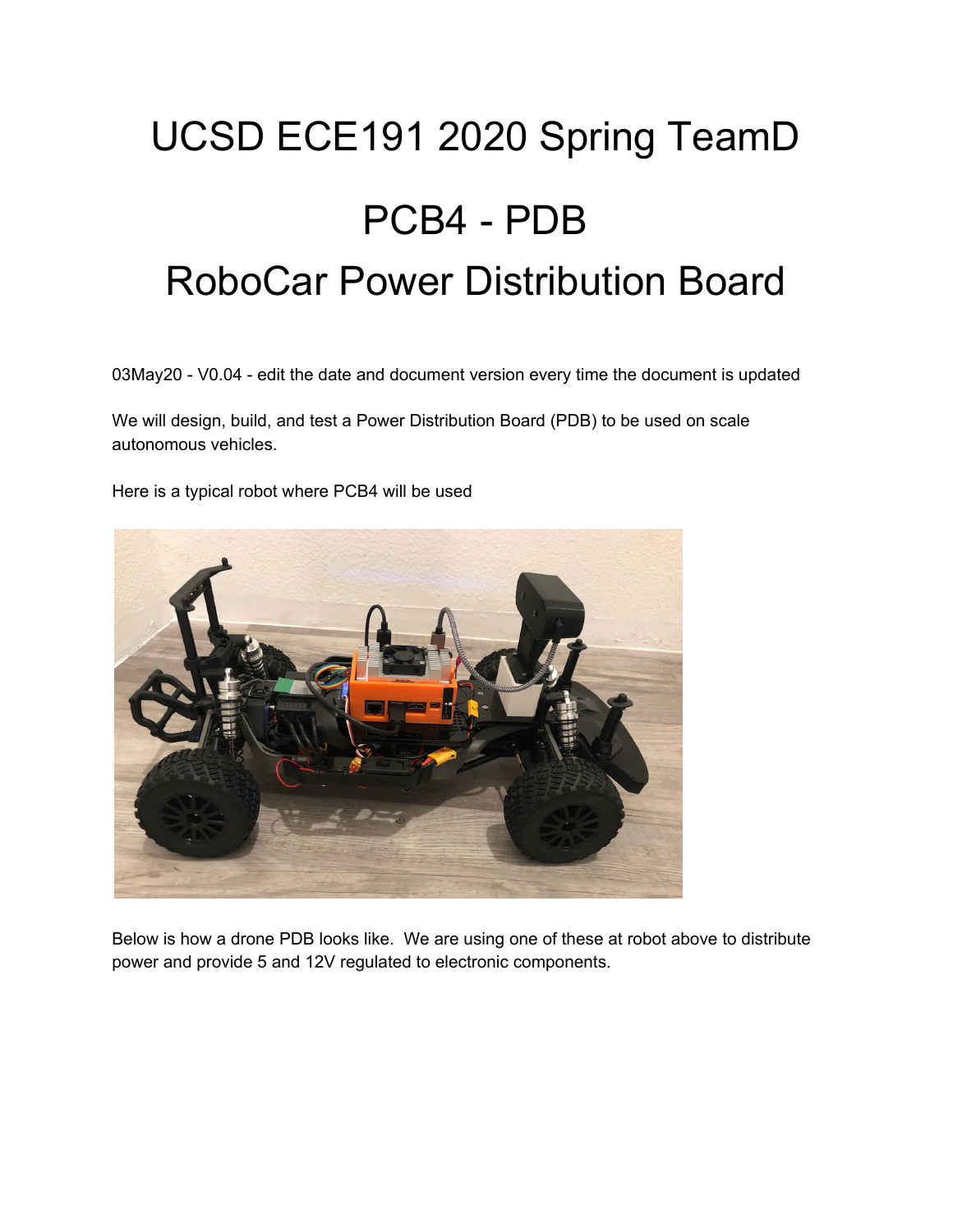# UCSD ECE191 2020 Spring TeamD

# PCB4 - PDB

# RoboCar Power Distribution Board

03May20 - V0.04 - edit the date and document version every time the document is updated

We will design, build, and test a Power Distribution Board (PDB) to be used on scale autonomous vehicles.

Here is a typical robot where PCB4 will be used

Below is how a drone PDB looks like. We are using one of these at robot above to distribute power and provide 5 and 12V regulated to electronic components.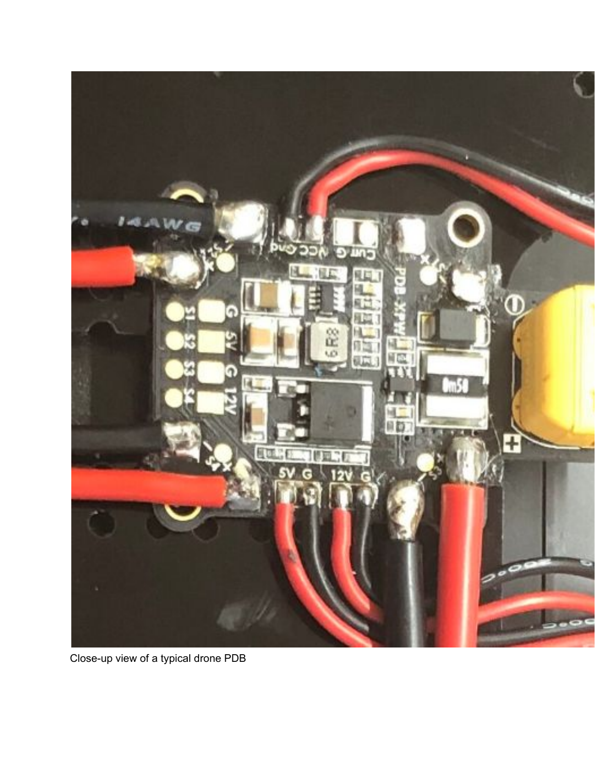Close-up view of a typical drone PDB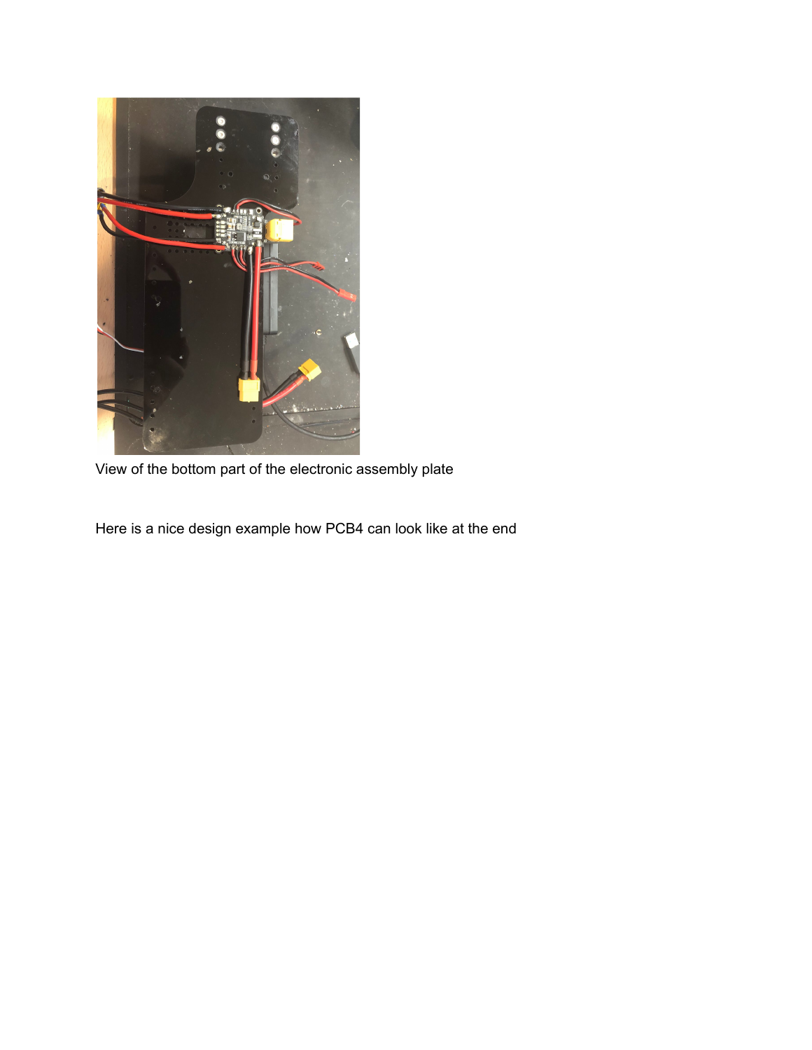View of the bottom part of the electronic assembly plate

Here is a nice design example how PCB4 can look like at the end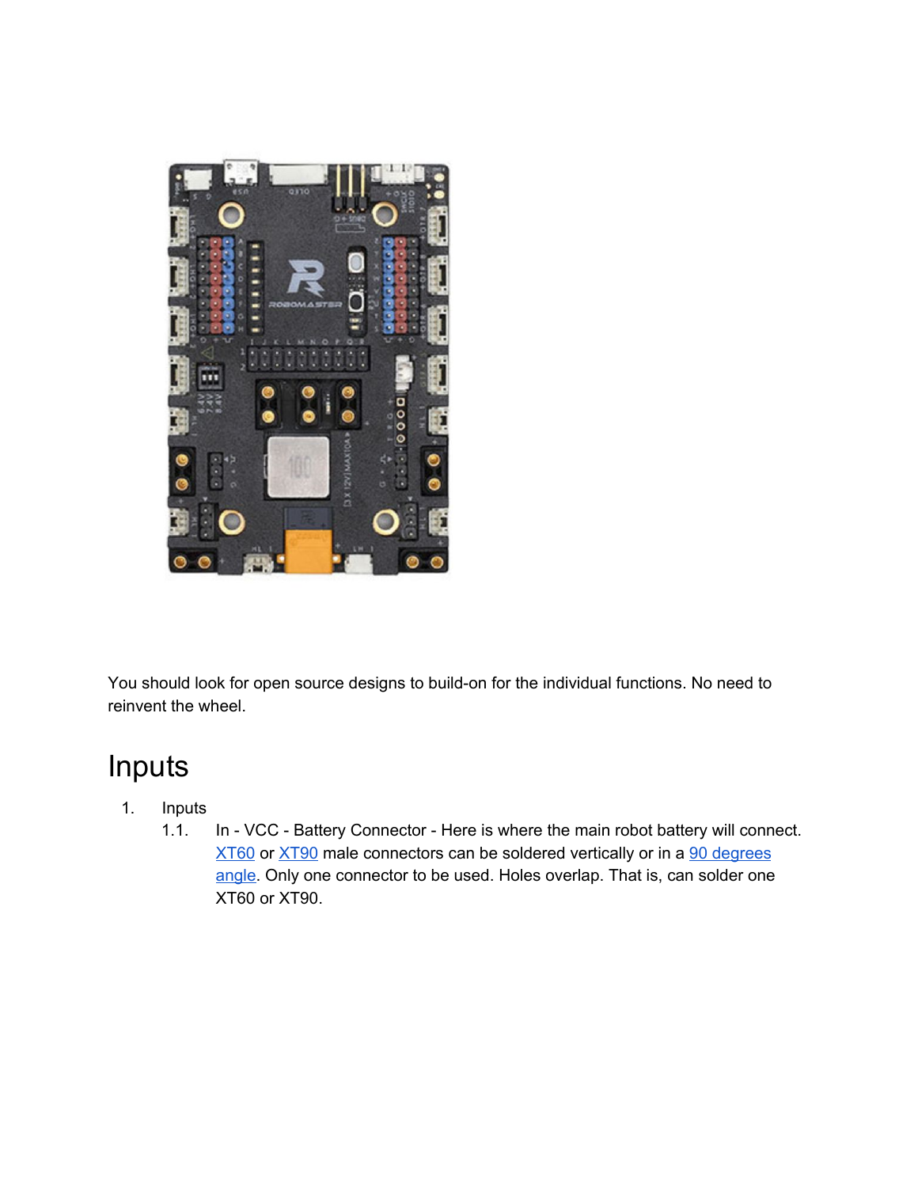You should look for open source designs to build-on for the individual functions. No need to reinvent the wheel.

# Inputs

1. Inputs
   1.1. In - VCC - Battery Connector - Here is where the main robot battery will connect. [XT60](#) or [XT90](#) male connectors can be soldered vertically or in a [90 degrees angle](#). Only one connector to be used. Holes overlap. That is, can solder one XT60 or XT90.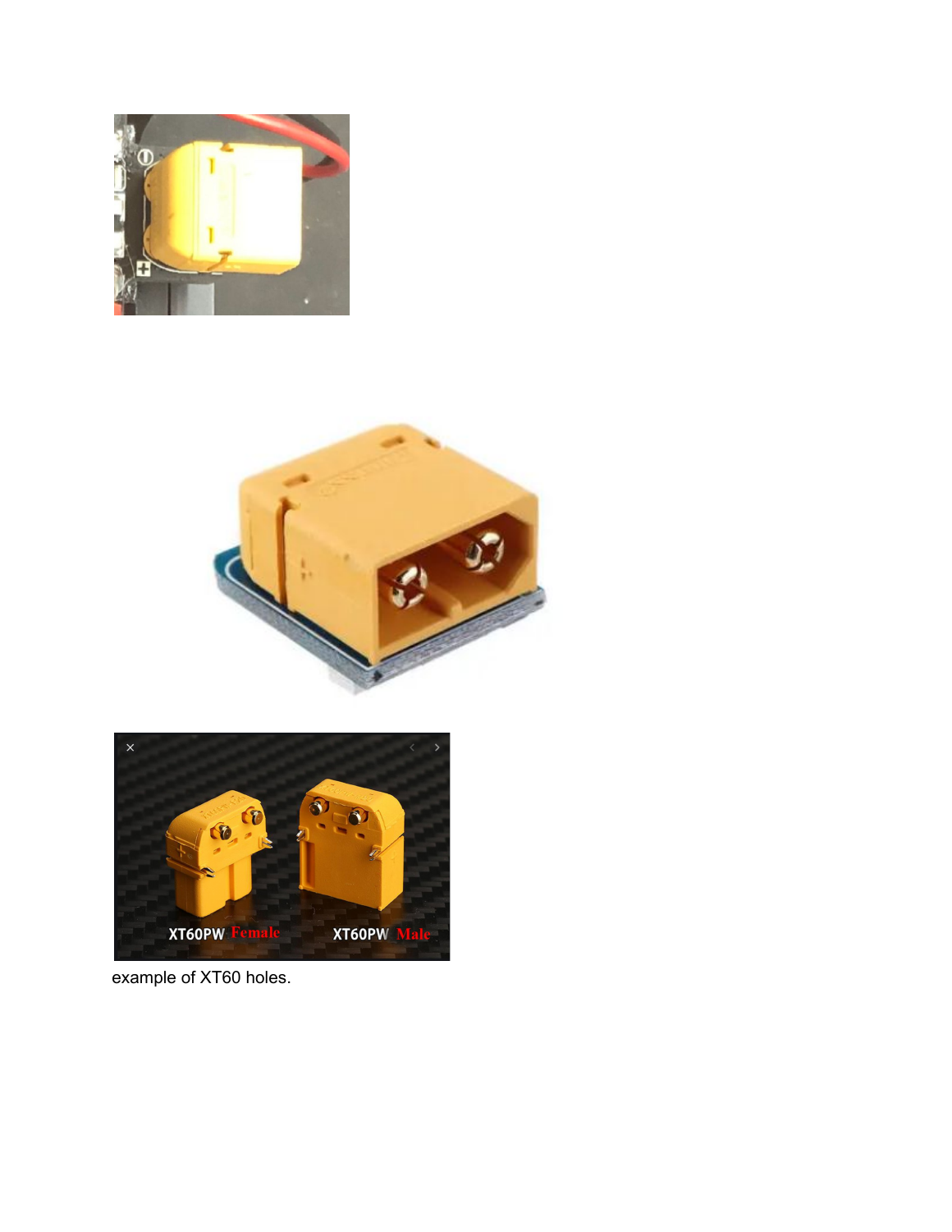example of XT60 holes.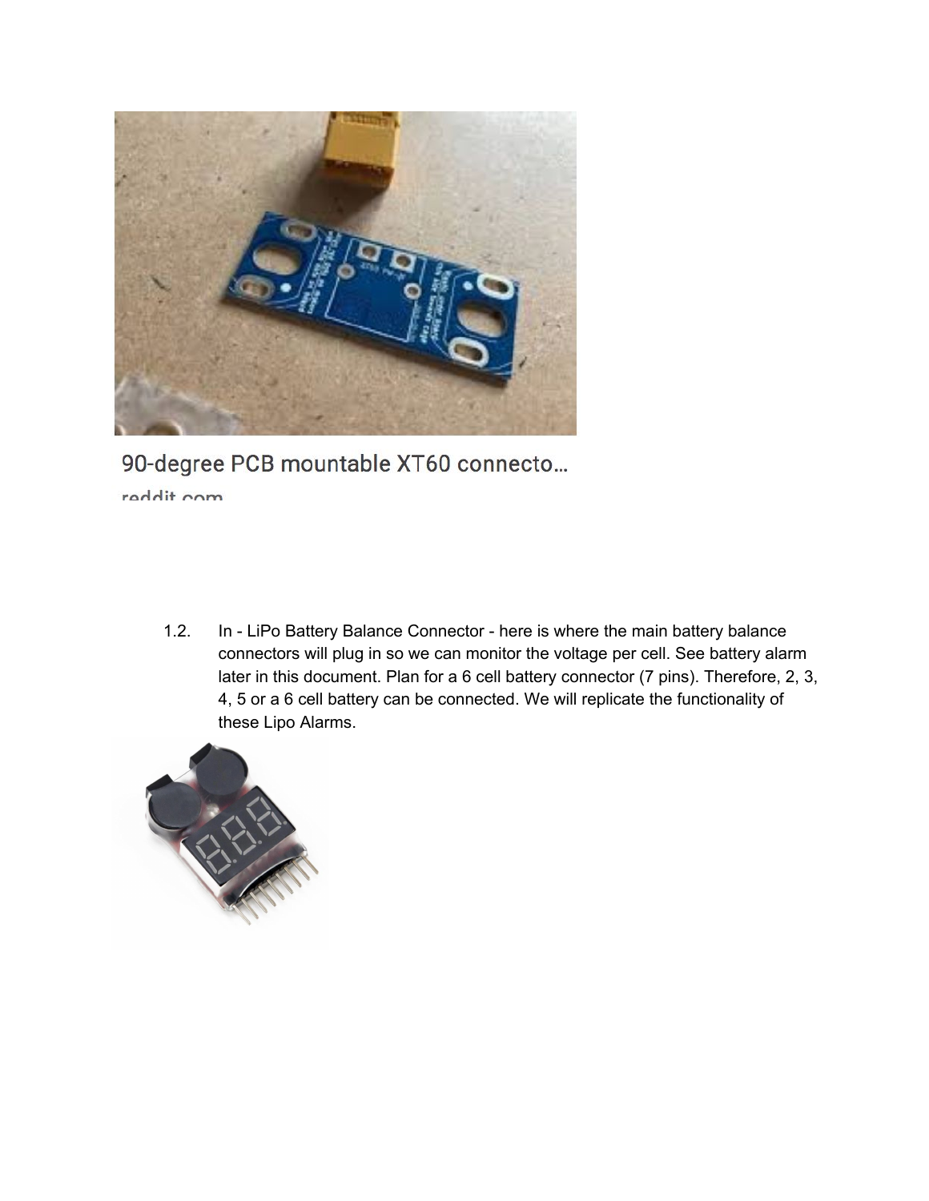90-degree PCB mountable XT60 connecto...

reddit.com

1.2. In - LiPo Battery Balance Connector - here is where the main battery balance connectors will plug in so we can monitor the voltage per cell. See battery alarm later in this document. Plan for a 6 cell battery connector (7 pins). Therefore, 2, 3, 4, 5 or a 6 cell battery can be connected. We will replicate the functionality of these Lipo Alarms.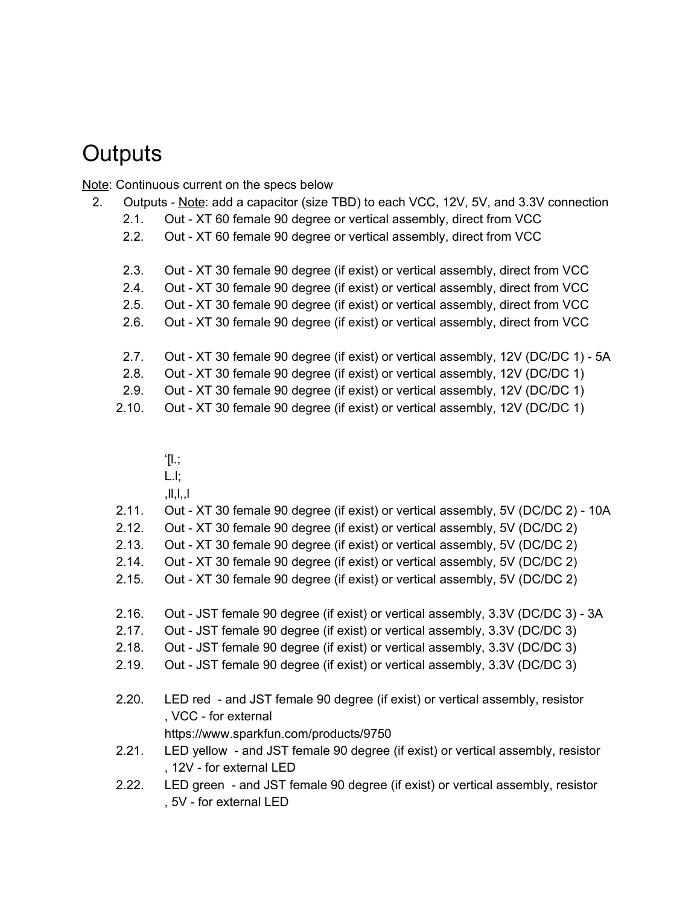# Outputs

Note: Continuous current on the specs below

2. Outputs - Note: add a capacitor (size TBD) to each VCC, 12V, 5V, and 3.3V connection
    - 2.1. Out - XT 60 female 90 degree or vertical assembly, direct from VCC
    - 2.2. Out - XT 60 female 90 degree or vertical assembly, direct from VCC

    - 2.3. Out - XT 30 female 90 degree (if exist) or vertical assembly, direct from VCC
    - 2.4. Out - XT 30 female 90 degree (if exist) or vertical assembly, direct from VCC
    - 2.5. Out - XT 30 female 90 degree (if exist) or vertical assembly, direct from VCC
    - 2.6. Out - XT 30 female 90 degree (if exist) or vertical assembly, direct from VCC

    - 2.7. Out - XT 30 female 90 degree (if exist) or vertical assembly, 12V (DC/DC 1) - 5A
    - 2.8. Out - XT 30 female 90 degree (if exist) or vertical assembly, 12V (DC/DC 1)
    - 2.9. Out - XT 30 female 90 degree (if exist) or vertical assembly, 12V (DC/DC 1)
    - 2.10. Out - XT 30 female 90 degree (if exist) or vertical assembly, 12V (DC/DC 1)

      ‘[l.;
      L.l;
      ,ll,l,,l

    - 2.11. Out - XT 30 female 90 degree (if exist) or vertical assembly, 5V (DC/DC 2) - 10A
    - 2.12. Out - XT 30 female 90 degree (if exist) or vertical assembly, 5V (DC/DC 2)
    - 2.13. Out - XT 30 female 90 degree (if exist) or vertical assembly, 5V (DC/DC 2)
    - 2.14. Out - XT 30 female 90 degree (if exist) or vertical assembly, 5V (DC/DC 2)
    - 2.15. Out - XT 30 female 90 degree (if exist) or vertical assembly, 5V (DC/DC 2)

    - 2.16. Out - JST female 90 degree (if exist) or vertical assembly, 3.3V (DC/DC 3) - 3A
    - 2.17. Out - JST female 90 degree (if exist) or vertical assembly, 3.3V (DC/DC 3)
    - 2.18. Out - JST female 90 degree (if exist) or vertical assembly, 3.3V (DC/DC 3)
    - 2.19. Out - JST female 90 degree (if exist) or vertical assembly, 3.3V (DC/DC 3)

    - 2.20. LED red - and JST female 90 degree (if exist) or vertical assembly, resistor , VCC - for external
      https://www.sparkfun.com/products/9750
    - 2.21. LED yellow - and JST female 90 degree (if exist) or vertical assembly, resistor , 12V - for external LED
    - 2.22. LED green - and JST female 90 degree (if exist) or vertical assembly, resistor , 5V - for external LED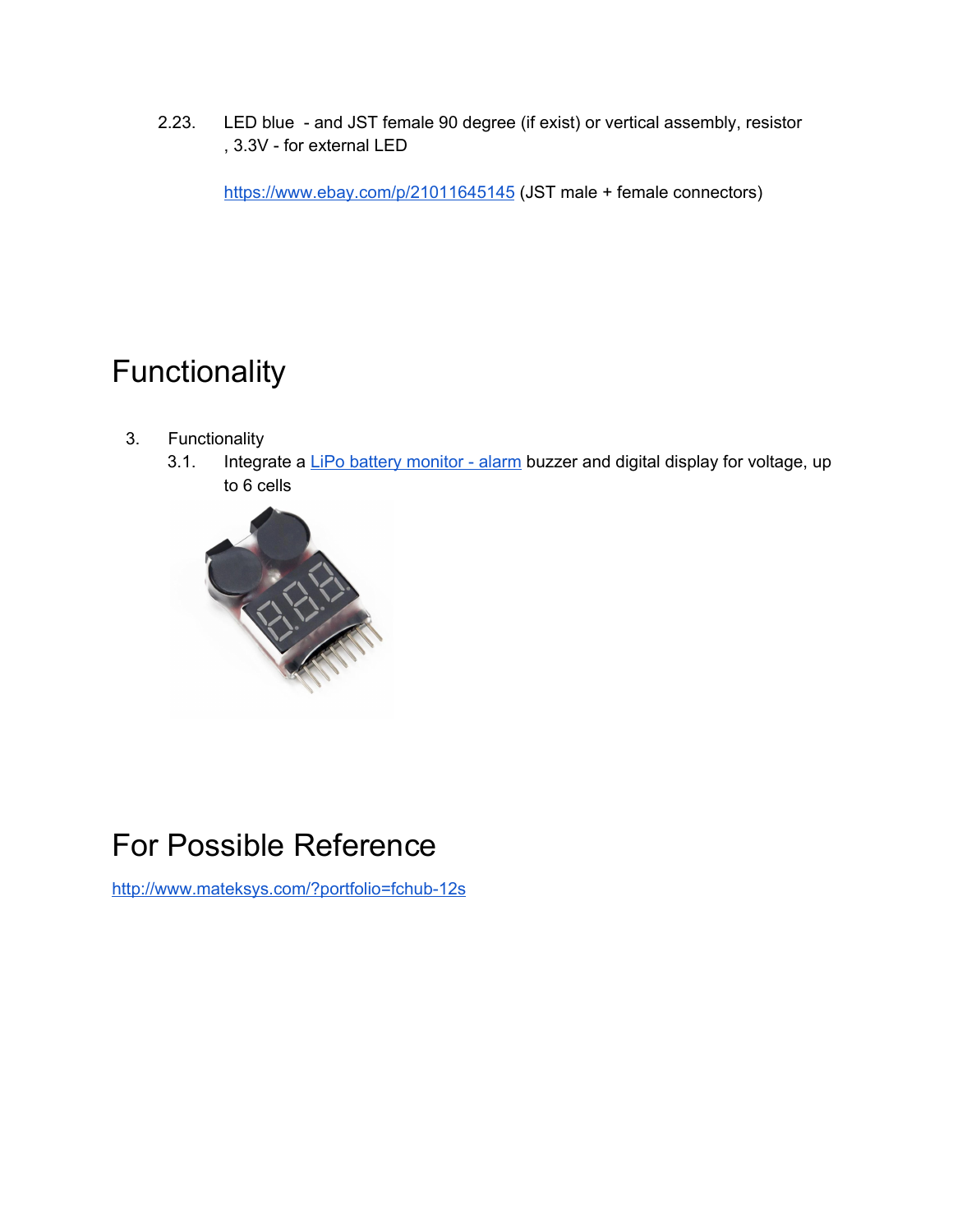2.23. LED blue - and JST female 90 degree (if exist) or vertical assembly, resistor , 3.3V - for external LED

https://www.ebay.com/p/21011645145 (JST male + female connectors)

# Functionality

3. Functionality
   3.1. Integrate a LiPo battery monitor - alarm buzzer and digital display for voltage, up to 6 cells

# For Possible Reference

http://www.mateksys.com/?portfolio=fchub-12s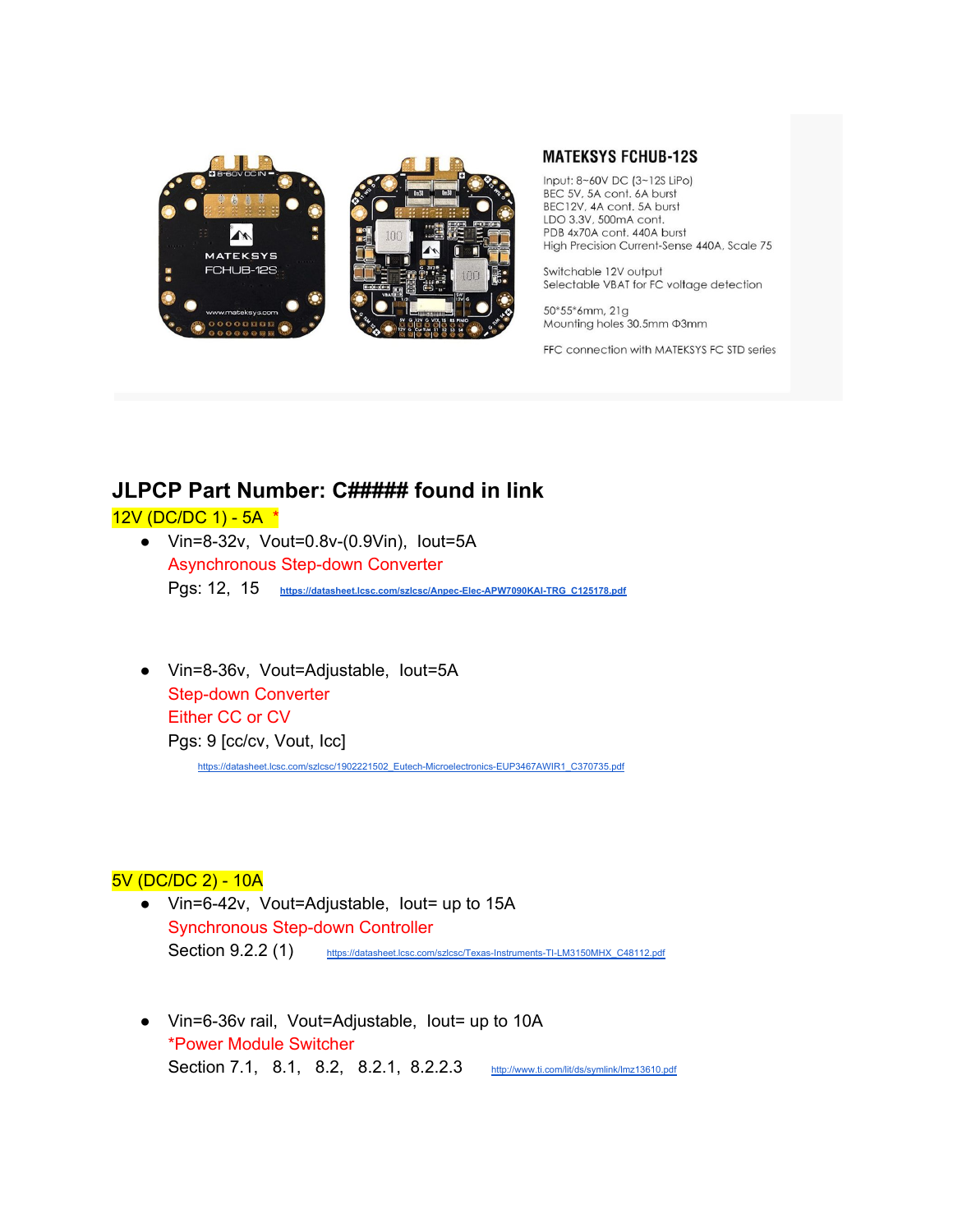MATEKSYS FCHUB-12S

Input: 8~60V DC (3~12S LiPo)
BEC 5V, 5A cont. 6A burst
BEC12V, 4A cont. 5A burst
LDO 3.3V, 500mA cont.
PDB 4x70A cont. 440A burst
High Precision Current-Sense 440A, Scale 75

Switchable 12V output
Selectable VBAT for FC voltage detection

50*55*6mm, 21g
Mounting holes 30.5mm Φ3mm

FFC connection with MATEKSYS FC STD series

## JLPCP Part Number: C##### found in link

12V (DC/DC 1) - 5A *

- Vin=8-32v, Vout=0.8v-(0.9Vin), Iout=5A
  Asynchronous Step-down Converter
  Pgs: 12, 15 https://datasheet.lcsc.com/szlcsc/Anpec-Elec-APW7090KAI-TRG_C125178.pdf

- Vin=8-36v, Vout=Adjustable, Iout=5A
  Step-down Converter
  Either CC or CV
  Pgs: 9 [cc/cv, Vout, Icc]
  https://datasheet.lcsc.com/szlcsc/1902221502_Eutech-Microelectronics-EUP3467AWIR1_C370735.pdf

5V (DC/DC 2) - 10A

- Vin=6-42v, Vout=Adjustable, Iout= up to 15A
  Synchronous Step-down Controller
  Section 9.2.2 (1) https://datasheet.lcsc.com/szlcsc/Texas-Instruments-TI-LM3150MHX_C48112.pdf

- Vin=6-36v rail, Vout=Adjustable, Iout= up to 10A
  *Power Module Switcher
  Section 7.1, 8.1, 8.2, 8.2.1, 8.2.2.3 http://www.ti.com/lit/ds/symlink/lmz13610.pdf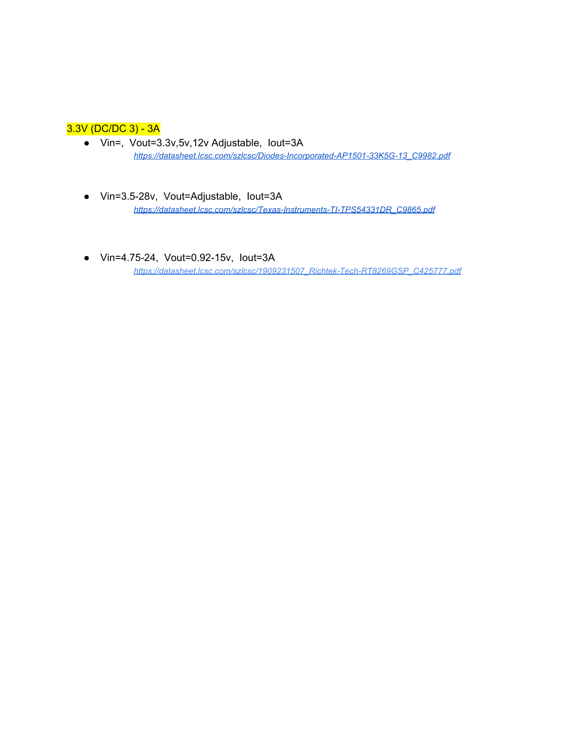3.3V (DC/DC 3) - 3A

- Vin=,  Vout=3.3v,5v,12v Adjustable,  Iout=3A
  *https://datasheet.lcsc.com/szlcsc/Diodes-Incorporated-AP1501-33K5G-13_C9982.pdf*

- Vin=3.5-28v,  Vout=Adjustable,  Iout=3A
  *https://datasheet.lcsc.com/szlcsc/Texas-Instruments-TI-TPS54331DR_C9865.pdf*

- Vin=4.75-24,  Vout=0.92-15v,  Iout=3A
  *https://datasheet.lcsc.com/szlcsc/1909231507_Richtek-Tech-RT8269GSP_C425777.pdf*